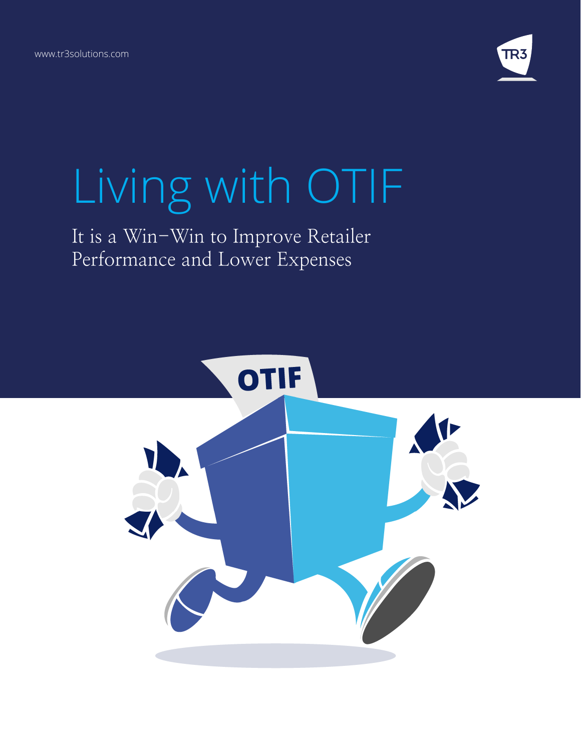www.tr3solutions.com

# Living with OTIF

## It is a Win–Win to Improve Retailer Performance and Lower Expenses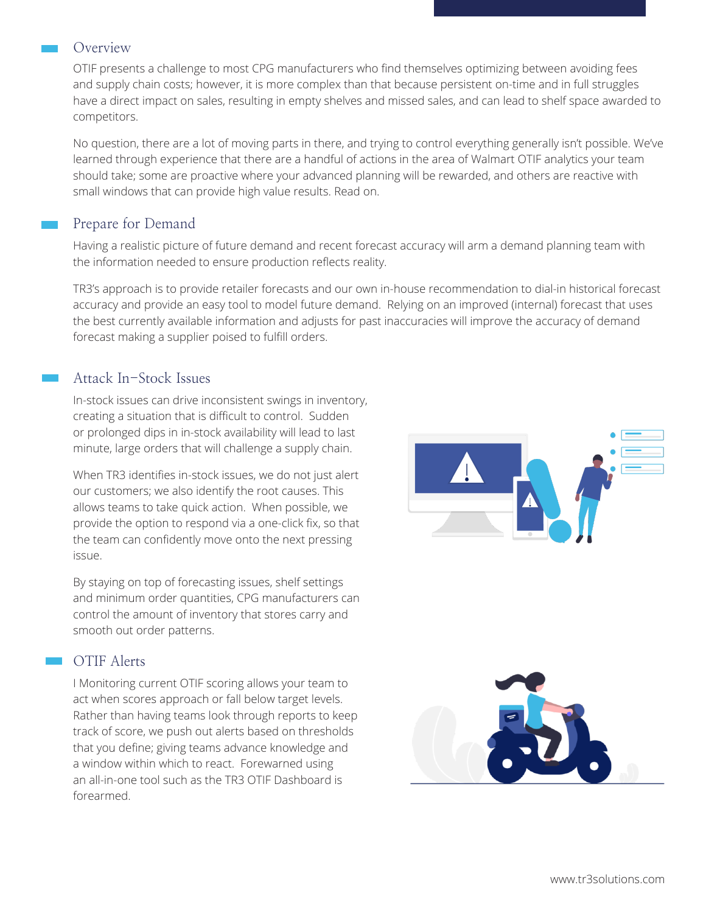## Overview

OTIF presents a challenge to most CPG manufacturers who find themselves optimizing between avoiding fees and supply chain costs; however, it is more complex than that because persistent on-time and in full struggles have a direct impact on sales, resulting in empty shelves and missed sales, and can lead to shelf space awarded to competitors.

No question, there are a lot of moving parts in there, and trying to control everything generally isn't possible. We've learned through experience that there are a handful of actions in the area of Walmart OTIF analytics your team should take; some are proactive where your advanced planning will be rewarded, and others are reactive with small windows that can provide high value results. Read on.

## Prepare for Demand

Having a realistic picture of future demand and recent forecast accuracy will arm a demand planning team with the information needed to ensure production reflects reality.

TR3's approach is to provide retailer forecasts and our own in-house recommendation to dial-in historical forecast accuracy and provide an easy tool to model future demand. Relying on an improved (internal) forecast that uses the best currently available information and adjusts for past inaccuracies will improve the accuracy of demand forecast making a supplier poised to fulfill orders.

## Attack In-Stock Issues

In-stock issues can drive inconsistent swings in inventory, creating a situation that is difficult to control. Sudden or prolonged dips in in-stock availability will lead to last minute, large orders that will challenge a supply chain.

When TR3 identifies in-stock issues, we do not just alert our customers; we also identify the root causes. This allows teams to take quick action. When possible, we provide the option to respond via a one-click fix, so that the team can confidently move onto the next pressing issue.

By staying on top of forecasting issues, shelf settings and minimum order quantities, CPG manufacturers can control the amount of inventory that stores carry and smooth out order patterns.

## OTIF Alerts

I Monitoring current OTIF scoring allows your team to act when scores approach or fall below target levels. Rather than having teams look through reports to keep track of score, we push out alerts based on thresholds that you define; giving teams advance knowledge and a window within which to react. Forewarned using an all-in-one tool such as the TR3 OTIF Dashboard is forearmed.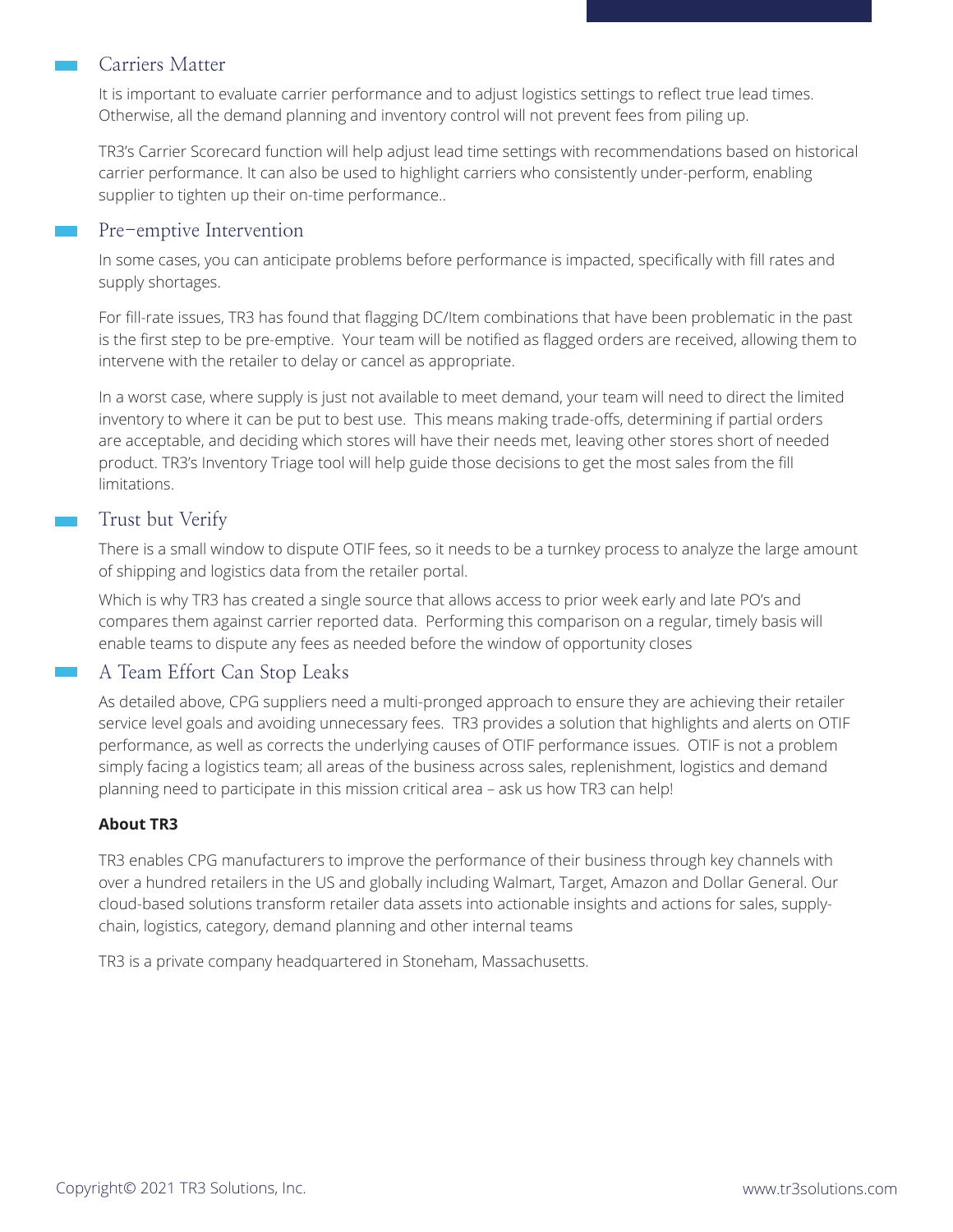## Carriers Matter

It is important to evaluate carrier performance and to adjust logistics settings to reflect true lead times. Otherwise, all the demand planning and inventory control will not prevent fees from piling up.

TR3's Carrier Scorecard function will help adjust lead time settings with recommendations based on historical carrier performance. It can also be used to highlight carriers who consistently under-perform, enabling supplier to tighten up their on-time performance..

## Pre-emptive Intervention

In some cases, you can anticipate problems before performance is impacted, specifically with fill rates and supply shortages.

For fill-rate issues, TR3 has found that flagging DC/Item combinations that have been problematic in the past is the first step to be pre-emptive. Your team will be notified as flagged orders are received, allowing them to intervene with the retailer to delay or cancel as appropriate.

In a worst case, where supply is just not available to meet demand, your team will need to direct the limited inventory to where it can be put to best use. This means making trade-offs, determining if partial orders are acceptable, and deciding which stores will have their needs met, leaving other stores short of needed product. TR3's Inventory Triage tool will help guide those decisions to get the most sales from the fill limitations.

## Trust but Verify

There is a small window to dispute OTIF fees, so it needs to be a turnkey process to analyze the large amount of shipping and logistics data from the retailer portal.

Which is why TR3 has created a single source that allows access to prior week early and late PO's and compares them against carrier reported data. Performing this comparison on a regular, timely basis will enable teams to dispute any fees as needed before the window of opportunity closes

## A Team Effort Can Stop Leaks

As detailed above, CPG suppliers need a multi-pronged approach to ensure they are achieving their retailer service level goals and avoiding unnecessary fees. TR3 provides a solution that highlights and alerts on OTIF performance, as well as corrects the underlying causes of OTIF performance issues. OTIF is not a problem simply facing a logistics team; all areas of the business across sales, replenishment, logistics and demand planning need to participate in this mission critical area – ask us how TR3 can help!

**About TR3**

TR3 enables CPG manufacturers to improve the performance of their business through key channels with over a hundred retailers in the US and globally including Walmart, Target, Amazon and Dollar General. Our cloud-based solutions transform retailer data assets into actionable insights and actions for sales, supply-chain, logistics, category, demand planning and other internal teams

TR3 is a private company headquartered in Stoneham, Massachusetts.

Copyright© 2021 TR3 Solutions, Inc. www.tr3solutions.com